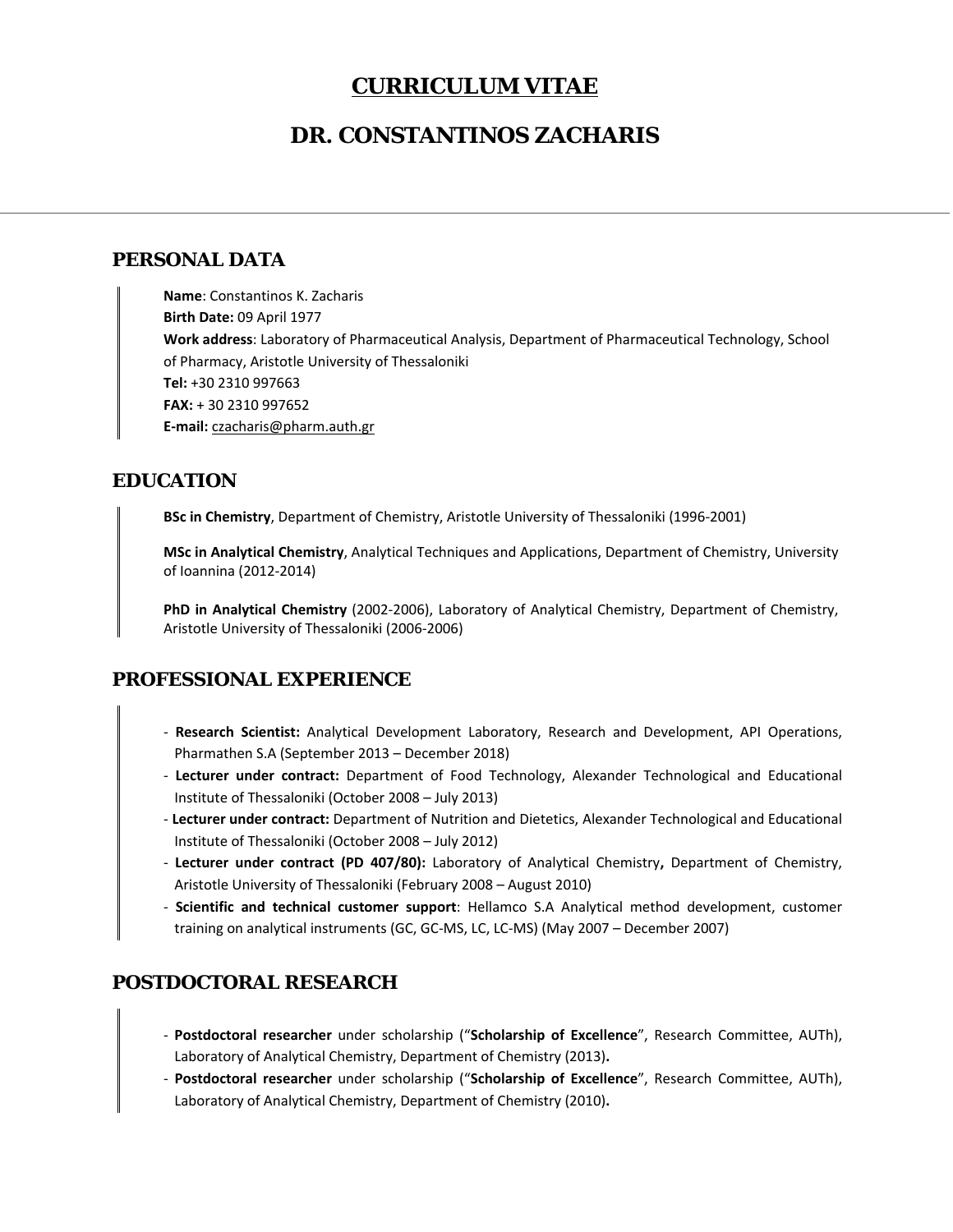# CURRICULUM VITAE

# DR. CONSTANTINOS ZACHARIS

---

## PERSONAL DATA

**Name**: Constantinos K. Zacharis
**Birth Date:** 09 April 1977
**Work address**: Laboratory of Pharmaceutical Analysis, Department of Pharmaceutical Technology, School of Pharmacy, Aristotle University of Thessaloniki
**Tel:** +30 2310 997663
**FAX:** + 30 2310 997652
**E-mail:** czacharis@pharm.auth.gr

## EDUCATION

**BSc in Chemistry**, Department of Chemistry, Aristotle University of Thessaloniki (1996-2001)

**MSc in Analytical Chemistry**, Analytical Techniques and Applications, Department of Chemistry, University of Ioannina (2012-2014)

**PhD in Analytical Chemistry** (2002-2006), Laboratory of Analytical Chemistry, Department of Chemistry, Aristotle University of Thessaloniki (2006-2006)

## PROFESSIONAL EXPERIENCE

- **Research Scientist:** Analytical Development Laboratory, Research and Development, API Operations, Pharmathen S.A (September 2013 – December 2018)
- **Lecturer under contract:** Department of Food Technology, Alexander Technological and Educational Institute of Thessaloniki (October 2008 – July 2013)
- **Lecturer under contract:** Department of Nutrition and Dietetics, Alexander Technological and Educational Institute of Thessaloniki (October 2008 – July 2012)
- **Lecturer under contract (PD 407/80):** Laboratory of Analytical Chemistry**,** Department of Chemistry, Aristotle University of Thessaloniki (February 2008 – August 2010)
- **Scientific and technical customer support**: Hellamco S.A Analytical method development, customer training on analytical instruments (GC, GC-MS, LC, LC-MS) (May 2007 – December 2007)

## POSTDOCTORAL RESEARCH

- **Postdoctoral researcher** under scholarship ("**Scholarship of Excellence**", Research Committee, AUTh), Laboratory of Analytical Chemistry, Department of Chemistry (2013)**.**
- **Postdoctoral researcher** under scholarship ("**Scholarship of Excellence**", Research Committee, AUTh), Laboratory of Analytical Chemistry, Department of Chemistry (2010)**.**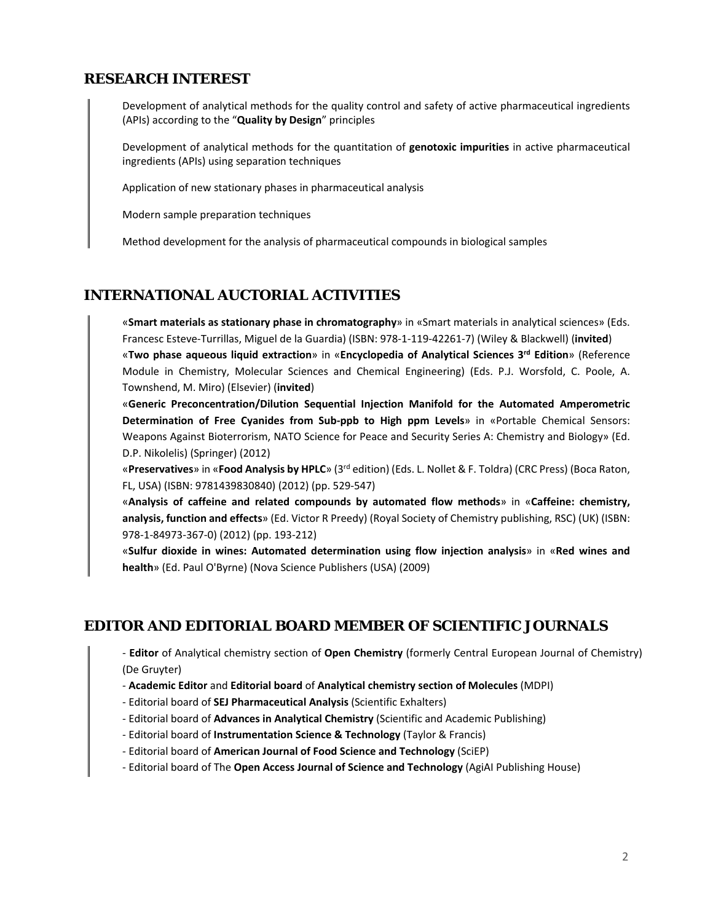## RESEARCH INTEREST

Development of analytical methods for the quality control and safety of active pharmaceutical ingredients (APIs) according to the "**Quality by Design**" principles

Development of analytical methods for the quantitation of **genotoxic impurities** in active pharmaceutical ingredients (APIs) using separation techniques

Application of new stationary phases in pharmaceutical analysis

Modern sample preparation techniques

Method development for the analysis of pharmaceutical compounds in biological samples

## INTERNATIONAL AUCTORIAL ACTIVITIES

«**Smart materials as stationary phase in chromatography**» in «Smart materials in analytical sciences» (Eds. Francesc Esteve-Turrillas, Miguel de la Guardia) (ISBN: 978-1-119-42261-7) (Wiley & Blackwell) (**invited**)

«**Two phase aqueous liquid extraction**» in «**Encyclopedia of Analytical Sciences 3rd Edition**» (Reference Module in Chemistry, Molecular Sciences and Chemical Engineering) (Eds. P.J. Worsfold, C. Poole, A. Townshend, M. Miro) (Elsevier) (**invited**)

«**Generic Preconcentration/Dilution Sequential Injection Manifold for the Automated Amperometric Determination of Free Cyanides from Sub-ppb to High ppm Levels**» in «Portable Chemical Sensors: Weapons Against Bioterrorism, NATO Science for Peace and Security Series A: Chemistry and Biology» (Ed. D.P. Nikolelis) (Springer) (2012)

«**Preservatives**» in «**Food Analysis by HPLC**» (3rd edition) (Eds. L. Nollet & F. Toldra) (CRC Press) (Boca Raton, FL, USA) (ISBN: 9781439830840) (2012) (pp. 529-547)

«**Analysis of caffeine and related compounds by automated flow methods**» in «**Caffeine: chemistry, analysis, function and effects**» (Ed. Victor R Preedy) (Royal Society of Chemistry publishing, RSC) (UK) (ISBN: 978-1-84973-367-0) (2012) (pp. 193-212)

«**Sulfur dioxide in wines: Automated determination using flow injection analysis**» in «**Red wines and health**» (Ed. Paul O'Byrne) (Nova Science Publishers (USA) (2009)

## EDITOR AND EDITORIAL BOARD MEMBER OF SCIENTIFIC JOURNALS

- **Editor** of Analytical chemistry section of **Open Chemistry** (formerly Central European Journal of Chemistry) (De Gruyter)
- **Academic Editor** and **Editorial board** of **Analytical chemistry section of Molecules** (MDPI)
- Editorial board of **SEJ Pharmaceutical Analysis** (Scientific Exhalters)
- Editorial board of **Advances in Analytical Chemistry** (Scientific and Academic Publishing)
- Editorial board of **Instrumentation Science & Technology** (Taylor & Francis)
- Editorial board of **American Journal of Food Science and Technology** (SciEP)
- Editorial board of The **Open Access Journal of Science and Technology** (AgiAl Publishing House)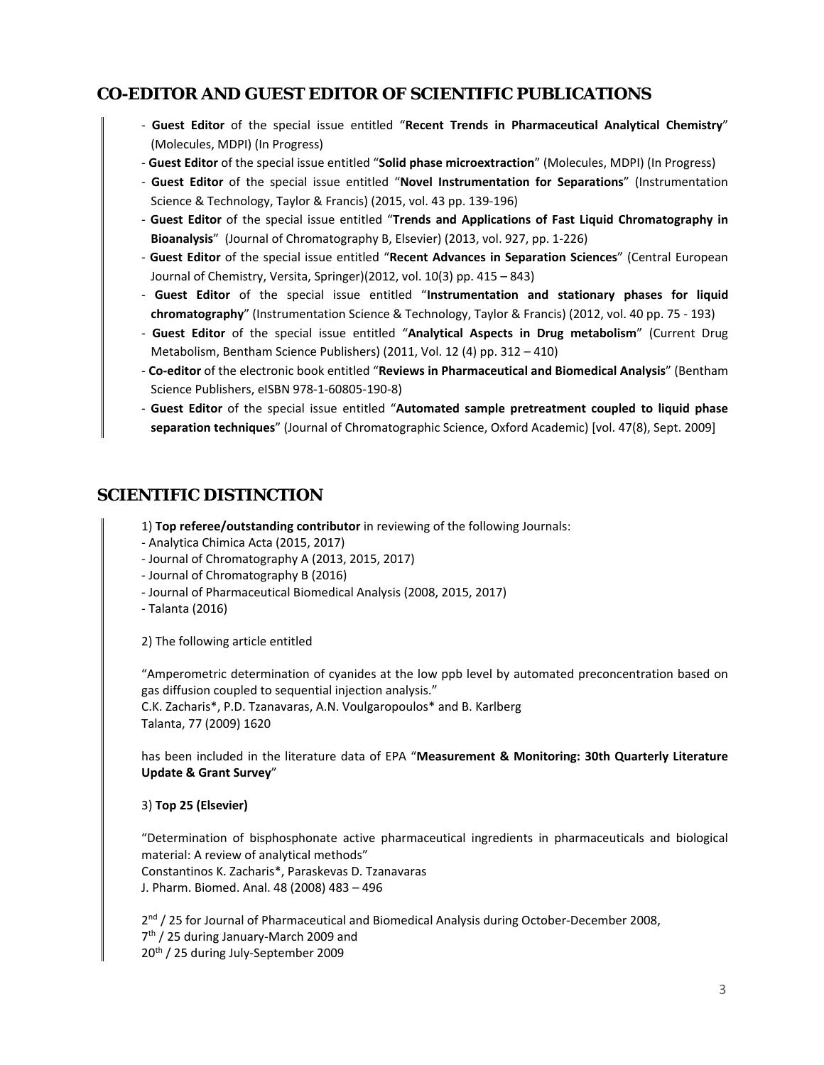## CO-EDITOR AND GUEST EDITOR OF SCIENTIFIC PUBLICATIONS

- **Guest Editor** of the special issue entitled "**Recent Trends in Pharmaceutical Analytical Chemistry**" (Molecules, MDPI) (In Progress)
- **Guest Editor** of the special issue entitled "**Solid phase microextraction**" (Molecules, MDPI) (In Progress)
- **Guest Editor** of the special issue entitled "**Novel Instrumentation for Separations**" (Instrumentation Science & Technology, Taylor & Francis) (2015, vol. 43 pp. 139-196)
- **Guest Editor** of the special issue entitled "**Trends and Applications of Fast Liquid Chromatography in Bioanalysis**" (Journal of Chromatography B, Elsevier) (2013, vol. 927, pp. 1-226)
- **Guest Editor** of the special issue entitled "**Recent Advances in Separation Sciences**" (Central European Journal of Chemistry, Versita, Springer)(2012, vol. 10(3) pp. 415 – 843)
- **Guest Editor** of the special issue entitled "**Instrumentation and stationary phases for liquid chromatography**" (Instrumentation Science & Technology, Taylor & Francis) (2012, vol. 40 pp. 75 - 193)
- **Guest Editor** of the special issue entitled "**Analytical Aspects in Drug metabolism**" (Current Drug Metabolism, Bentham Science Publishers) (2011, Vol. 12 (4) pp. 312 – 410)
- **Co-editor** of the electronic book entitled "**Reviews in Pharmaceutical and Biomedical Analysis**" (Bentham Science Publishers, eISBN 978-1-60805-190-8)
- **Guest Editor** of the special issue entitled "**Automated sample pretreatment coupled to liquid phase separation techniques**" (Journal of Chromatographic Science, Oxford Academic) [vol. 47(8), Sept. 2009]

## SCIENTIFIC DISTINCTION

1) **Top referee/outstanding contributor** in reviewing of the following Journals:
- Analytica Chimica Acta (2015, 2017)
- Journal of Chromatography A (2013, 2015, 2017)
- Journal of Chromatography B (2016)
- Journal of Pharmaceutical Biomedical Analysis (2008, 2015, 2017)
- Talanta (2016)

2) The following article entitled

"Amperometric determination of cyanides at the low ppb level by automated preconcentration based on gas diffusion coupled to sequential injection analysis."
C.K. Zacharis*, P.D. Tzanavaras, A.N. Voulgaropoulos* and B. Karlberg
Talanta, 77 (2009) 1620

has been included in the literature data of EPA "**Measurement & Monitoring: 30th Quarterly Literature Update & Grant Survey**"

3) **Top 25 (Elsevier)**

"Determination of bisphosphonate active pharmaceutical ingredients in pharmaceuticals and biological material: A review of analytical methods"
Constantinos K. Zacharis*, Paraskevas D. Tzanavaras
J. Pharm. Biomed. Anal. 48 (2008) 483 – 496

2nd / 25 for Journal of Pharmaceutical and Biomedical Analysis during October-December 2008,
7th / 25 during January-March 2009 and
20th / 25 during July-September 2009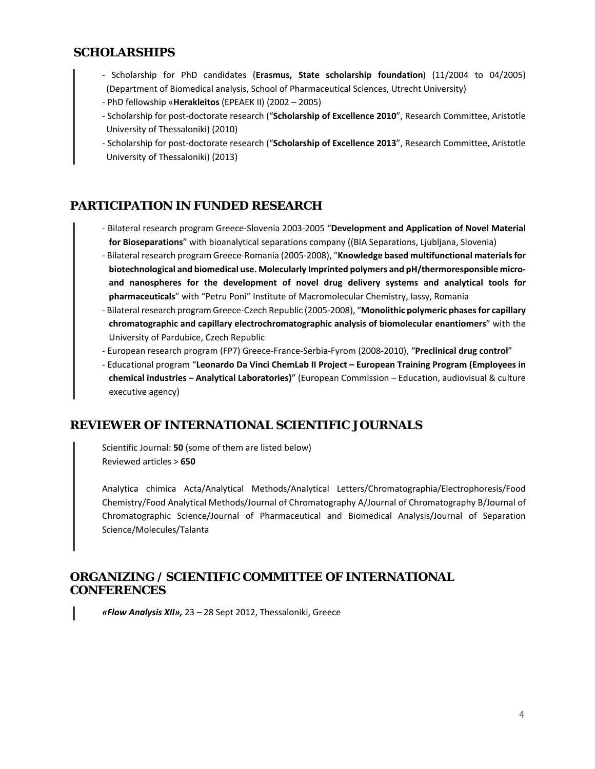## SCHOLARSHIPS

- Scholarship for PhD candidates (**Erasmus, State scholarship foundation**) (11/2004 to 04/2005) (Department of Biomedical analysis, School of Pharmaceutical Sciences, Utrecht University)
- PhD fellowship «**Herakleitos** (EPEAEK II) (2002 – 2005)
- Scholarship for post-doctorate research ("**Scholarship of Excellence 2010**", Research Committee, Aristotle University of Thessaloniki) (2010)
- Scholarship for post-doctorate research ("**Scholarship of Excellence 2013**", Research Committee, Aristotle University of Thessaloniki) (2013)

## PARTICIPATION IN FUNDED RESEARCH

- Bilateral research program Greece-Slovenia 2003-2005 "**Development and Application of Novel Material for Bioseparations**" with bioanalytical separations company ((BIA Separations, Ljubljana, Slovenia)
- Bilateral research program Greece-Romania (2005-2008), "**Knowledge based multifunctional materials for biotechnological and biomedical use. Molecularly Imprinted polymers and pH/thermoresponsible micro- and nanospheres for the development of novel drug delivery systems and analytical tools for pharmaceuticals**" with "Petru Poni" Institute of Macromolecular Chemistry, Iassy, Romania
- Bilateral research program Greece-Czech Republic (2005-2008), "**Monolithic polymeric phases for capillary chromatographic and capillary electrochromatographic analysis of biomolecular enantiomers**" with the University of Pardubice, Czech Republic
- European research program (FP7) Greece-France-Serbia-Fyrom (2008-2010), "**Preclinical drug control**"
- Educational program "**Leonardo Da Vinci ChemLab II Project – European Training Program (Employees in chemical industries – Analytical Laboratories)**" (European Commission – Education, audiovisual & culture executive agency)

## REVIEWER OF INTERNATIONAL SCIENTIFIC JOURNALS

Scientific Journal: **50** (some of them are listed below)
Reviewed articles > **650**

Analytica chimica Acta/Analytical Methods/Analytical Letters/Chromatographia/Electrophoresis/Food Chemistry/Food Analytical Methods/Journal of Chromatography A/Journal of Chromatography B/Journal of Chromatographic Science/Journal of Pharmaceutical and Biomedical Analysis/Journal of Separation Science/Molecules/Talanta

## ORGANIZING / SCIENTIFIC COMMITTEE OF INTERNATIONAL CONFERENCES

***«Flow Analysis XII»,*** 23 – 28 Sept 2012, Thessaloniki, Greece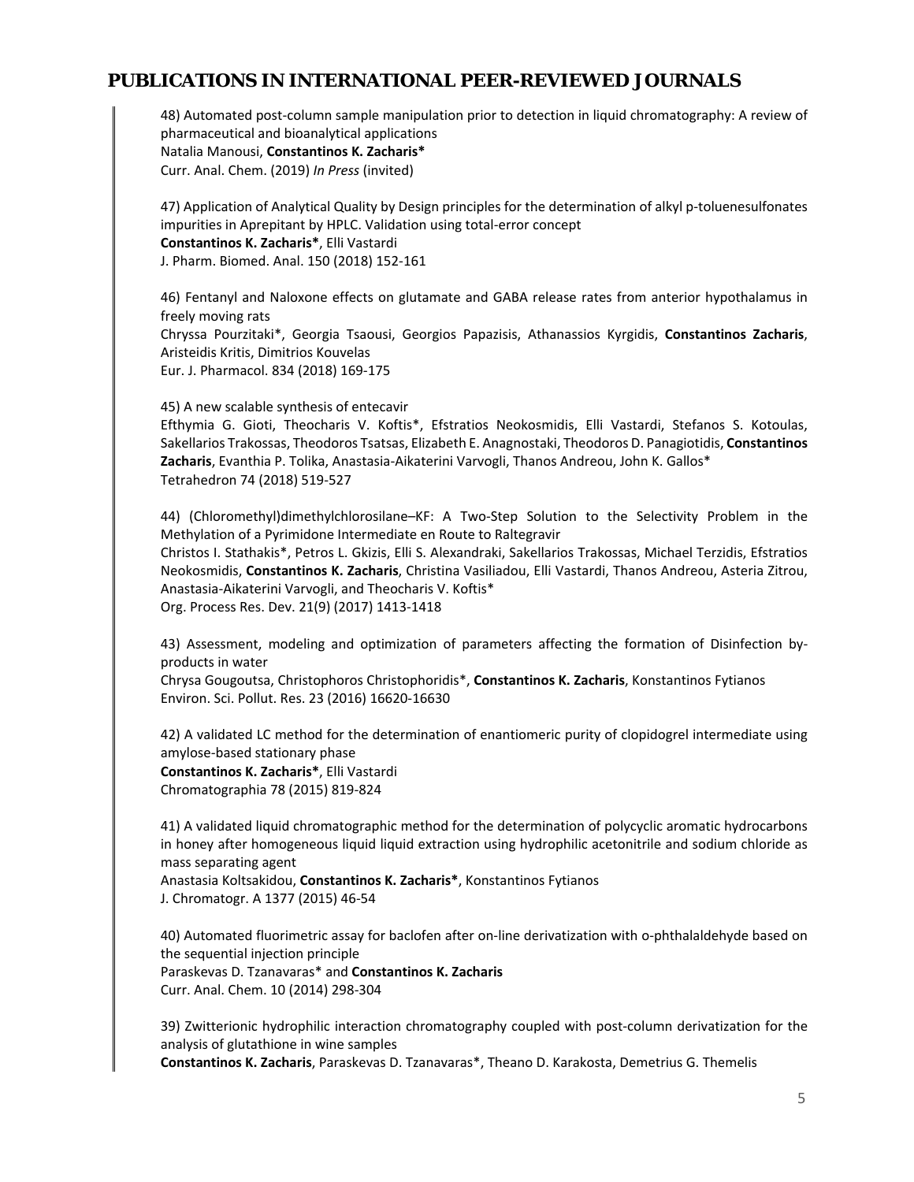# PUBLICATIONS IN INTERNATIONAL PEER-REVIEWED JOURNALS

48) Automated post-column sample manipulation prior to detection in liquid chromatography: A review of pharmaceutical and bioanalytical applications
Natalia Manousi, **Constantinos K. Zacharis***
Curr. Anal. Chem. (2019) *In Press* (invited)

47) Application of Analytical Quality by Design principles for the determination of alkyl p-toluenesulfonates impurities in Aprepitant by HPLC. Validation using total-error concept
**Constantinos K. Zacharis***, Elli Vastardi
J. Pharm. Biomed. Anal. 150 (2018) 152-161

46) Fentanyl and Naloxone effects on glutamate and GABA release rates from anterior hypothalamus in freely moving rats
Chryssa Pourzitaki*, Georgia Tsaousi, Georgios Papazisis, Athanassios Kyrgidis, **Constantinos Zacharis**, Aristeidis Kritis, Dimitrios Kouvelas
Eur. J. Pharmacol. 834 (2018) 169-175

45) A new scalable synthesis of entecavir
Efthymia G. Gioti, Theocharis V. Koftis*, Efstratios Neokosmidis, Elli Vastardi, Stefanos S. Kotoulas, Sakellarios Trakossas, Theodoros Tsatsas, Elizabeth E. Anagnostaki, Theodoros D. Panagiotidis, **Constantinos Zacharis**, Evanthia P. Tolika, Anastasia-Aikaterini Varvogli, Thanos Andreou, John K. Gallos*
Tetrahedron 74 (2018) 519-527

44) (Chloromethyl)dimethylchlorosilane–KF: A Two-Step Solution to the Selectivity Problem in the Methylation of a Pyrimidone Intermediate en Route to Raltegravir
Christos I. Stathakis*, Petros L. Gkizis, Elli S. Alexandraki, Sakellarios Trakossas, Michael Terzidis, Efstratios Neokosmidis, **Constantinos K. Zacharis**, Christina Vasiliadou, Elli Vastardi, Thanos Andreou, Asteria Zitrou, Anastasia-Aikaterini Varvogli, and Theocharis V. Koftis*
Org. Process Res. Dev. 21(9) (2017) 1413-1418

43) Assessment, modeling and optimization of parameters affecting the formation of Disinfection by-products in water
Chrysa Gougoutsa, Christophoros Christophoridis*, **Constantinos K. Zacharis**, Konstantinos Fytianos
Environ. Sci. Pollut. Res. 23 (2016) 16620-16630

42) A validated LC method for the determination of enantiomeric purity of clopidogrel intermediate using amylose-based stationary phase
**Constantinos K. Zacharis***, Elli Vastardi
Chromatographia 78 (2015) 819-824

41) A validated liquid chromatographic method for the determination of polycyclic aromatic hydrocarbons in honey after homogeneous liquid liquid extraction using hydrophilic acetonitrile and sodium chloride as mass separating agent
Anastasia Koltsakidou, **Constantinos K. Zacharis***, Konstantinos Fytianos
J. Chromatogr. A 1377 (2015) 46-54

40) Automated fluorimetric assay for baclofen after on-line derivatization with o-phthalaldehyde based on the sequential injection principle
Paraskevas D. Tzanavaras* and **Constantinos K. Zacharis**
Curr. Anal. Chem. 10 (2014) 298-304

39) Zwitterionic hydrophilic interaction chromatography coupled with post-column derivatization for the analysis of glutathione in wine samples
**Constantinos K. Zacharis**, Paraskevas D. Tzanavaras*, Theano D. Karakosta, Demetrius G. Themelis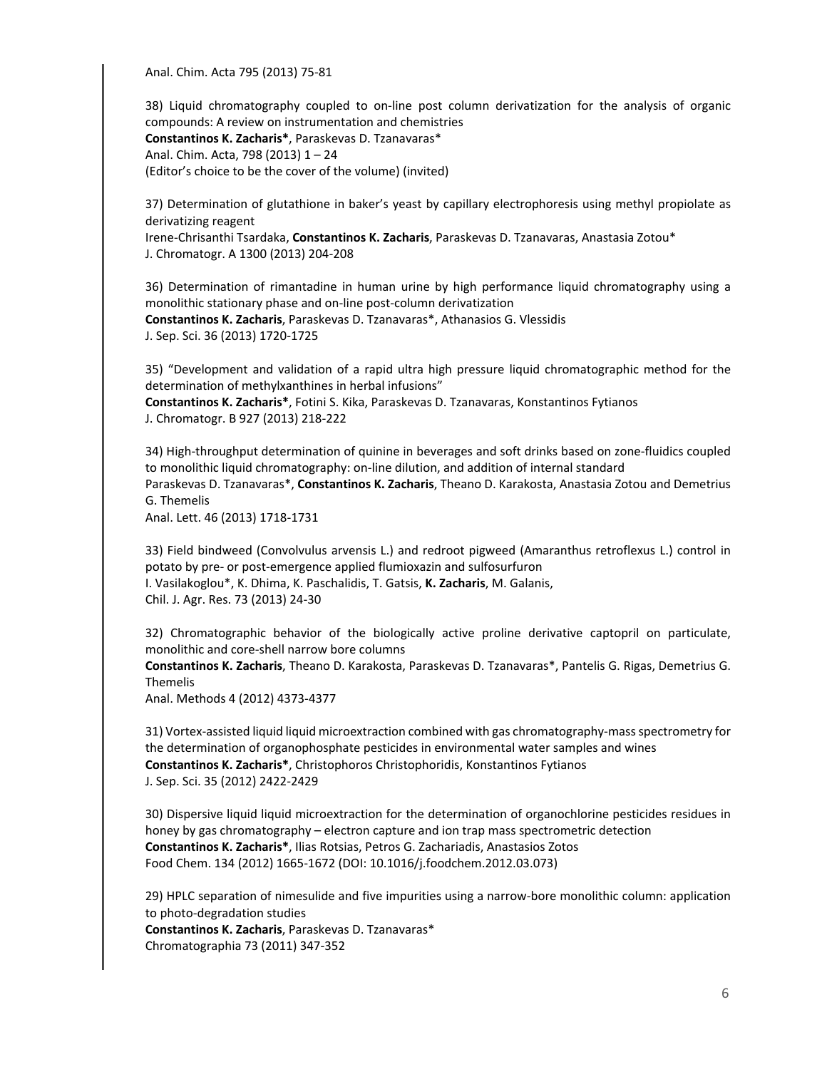Anal. Chim. Acta 795 (2013) 75-81

38) Liquid chromatography coupled to on-line post column derivatization for the analysis of organic compounds: A review on instrumentation and chemistries
**Constantinos K. Zacharis***, Paraskevas D. Tzanavaras*
Anal. Chim. Acta, 798 (2013) 1 – 24
(Editor's choice to be the cover of the volume) (invited)

37) Determination of glutathione in baker's yeast by capillary electrophoresis using methyl propiolate as derivatizing reagent
Irene-Chrisanthi Tsardaka, **Constantinos K. Zacharis**, Paraskevas D. Tzanavaras, Anastasia Zotou*
J. Chromatogr. A 1300 (2013) 204-208

36) Determination of rimantadine in human urine by high performance liquid chromatography using a monolithic stationary phase and on-line post-column derivatization
**Constantinos K. Zacharis**, Paraskevas D. Tzanavaras*, Athanasios G. Vlessidis
J. Sep. Sci. 36 (2013) 1720-1725

35) "Development and validation of a rapid ultra high pressure liquid chromatographic method for the determination of methylxanthines in herbal infusions"
**Constantinos K. Zacharis***, Fotini S. Kika, Paraskevas D. Tzanavaras, Konstantinos Fytianos
J. Chromatogr. B 927 (2013) 218-222

34) High-throughput determination of quinine in beverages and soft drinks based on zone-fluidics coupled to monolithic liquid chromatography: on-line dilution, and addition of internal standard
Paraskevas D. Tzanavaras*, **Constantinos K. Zacharis**, Theano D. Karakosta, Anastasia Zotou and Demetrius G. Themelis
Anal. Lett. 46 (2013) 1718-1731

33) Field bindweed (Convolvulus arvensis L.) and redroot pigweed (Amaranthus retroflexus L.) control in potato by pre- or post-emergence applied flumioxazin and sulfosurfuron
I. Vasilakoglou*, K. Dhima, K. Paschalidis, T. Gatsis, **K. Zacharis**, M. Galanis,
Chil. J. Agr. Res. 73 (2013) 24-30

32) Chromatographic behavior of the biologically active proline derivative captopril on particulate, monolithic and core-shell narrow bore columns
**Constantinos K. Zacharis**, Theano D. Karakosta, Paraskevas D. Tzanavaras*, Pantelis G. Rigas, Demetrius G. Themelis
Anal. Methods 4 (2012) 4373-4377

31) Vortex-assisted liquid liquid microextraction combined with gas chromatography-mass spectrometry for the determination of organophosphate pesticides in environmental water samples and wines
**Constantinos K. Zacharis***, Christophoros Christophoridis, Konstantinos Fytianos
J. Sep. Sci. 35 (2012) 2422-2429

30) Dispersive liquid liquid microextraction for the determination of organochlorine pesticides residues in honey by gas chromatography – electron capture and ion trap mass spectrometric detection
**Constantinos K. Zacharis***, Ilias Rotsias, Petros G. Zachariadis, Anastasios Zotos
Food Chem. 134 (2012) 1665-1672 (DOI: 10.1016/j.foodchem.2012.03.073)

29) HPLC separation of nimesulide and five impurities using a narrow-bore monolithic column: application to photo-degradation studies
**Constantinos K. Zacharis**, Paraskevas D. Tzanavaras*
Chromatographia 73 (2011) 347-352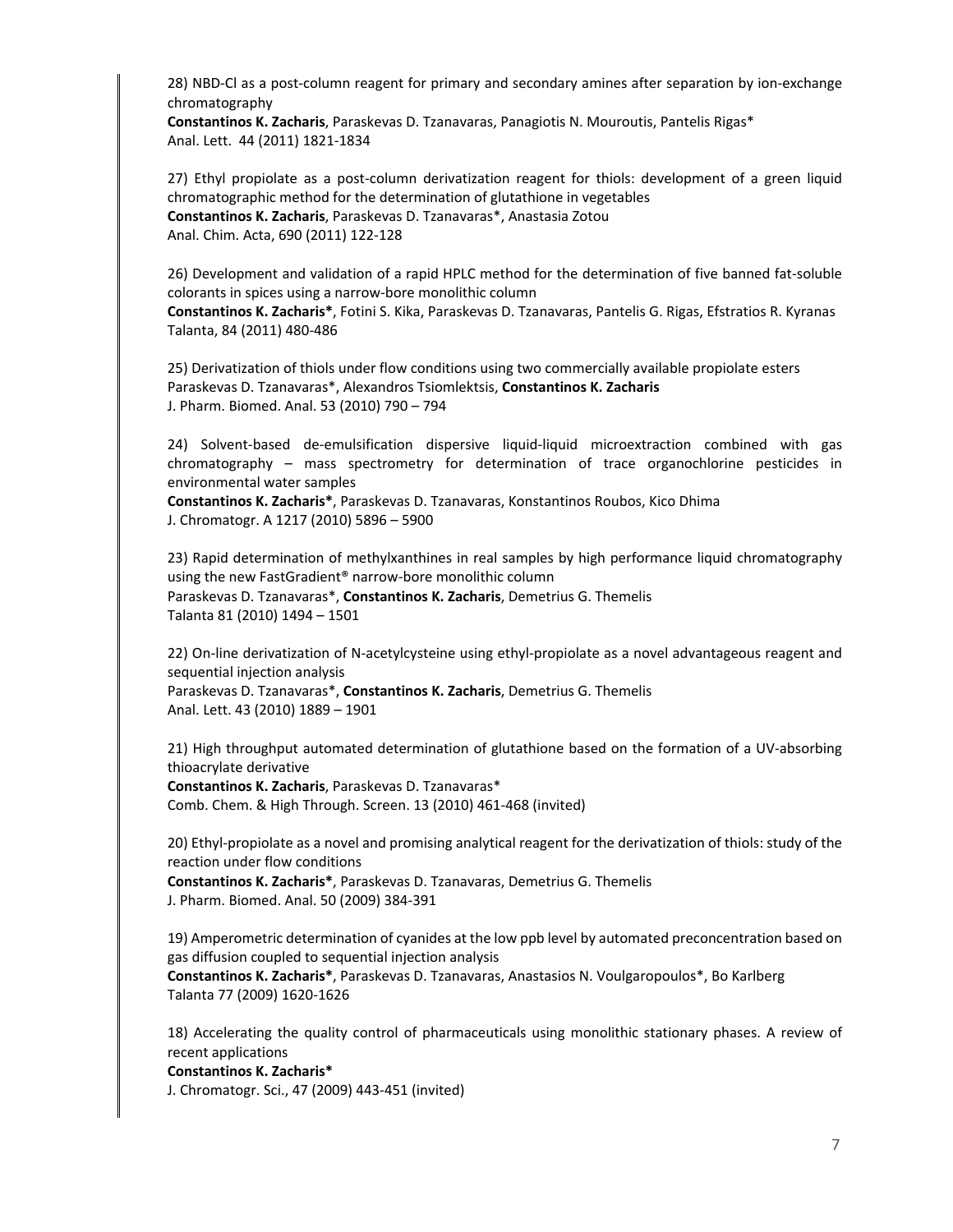28) NBD-Cl as a post-column reagent for primary and secondary amines after separation by ion-exchange chromatography
**Constantinos K. Zacharis**, Paraskevas D. Tzanavaras, Panagiotis N. Mouroutis, Pantelis Rigas*
Anal. Lett. 44 (2011) 1821-1834

27) Ethyl propiolate as a post-column derivatization reagent for thiols: development of a green liquid chromatographic method for the determination of glutathione in vegetables
**Constantinos K. Zacharis**, Paraskevas D. Tzanavaras*, Anastasia Zotou
Anal. Chim. Acta, 690 (2011) 122-128

26) Development and validation of a rapid HPLC method for the determination of five banned fat-soluble colorants in spices using a narrow-bore monolithic column
**Constantinos K. Zacharis***, Fotini S. Kika, Paraskevas D. Tzanavaras, Pantelis G. Rigas, Efstratios R. Kyranas
Talanta, 84 (2011) 480-486

25) Derivatization of thiols under flow conditions using two commercially available propiolate esters
Paraskevas D. Tzanavaras*, Alexandros Tsiomlektsis, **Constantinos K. Zacharis**
J. Pharm. Biomed. Anal. 53 (2010) 790 – 794

24) Solvent-based de-emulsification dispersive liquid-liquid microextraction combined with gas chromatography – mass spectrometry for determination of trace organochlorine pesticides in environmental water samples
**Constantinos K. Zacharis***, Paraskevas D. Tzanavaras, Konstantinos Roubos, Kico Dhima
J. Chromatogr. A 1217 (2010) 5896 – 5900

23) Rapid determination of methylxanthines in real samples by high performance liquid chromatography using the new FastGradient® narrow-bore monolithic column
Paraskevas D. Tzanavaras*, **Constantinos K. Zacharis**, Demetrius G. Themelis
Talanta 81 (2010) 1494 – 1501

22) On-line derivatization of N-acetylcysteine using ethyl-propiolate as a novel advantageous reagent and sequential injection analysis
Paraskevas D. Tzanavaras*, **Constantinos K. Zacharis**, Demetrius G. Themelis
Anal. Lett. 43 (2010) 1889 – 1901

21) High throughput automated determination of glutathione based on the formation of a UV-absorbing thioacrylate derivative
**Constantinos K. Zacharis**, Paraskevas D. Tzanavaras*
Comb. Chem. & High Through. Screen. 13 (2010) 461-468 (invited)

20) Ethyl-propiolate as a novel and promising analytical reagent for the derivatization of thiols: study of the reaction under flow conditions
**Constantinos K. Zacharis***, Paraskevas D. Tzanavaras, Demetrius G. Themelis
J. Pharm. Biomed. Anal. 50 (2009) 384-391

19) Amperometric determination of cyanides at the low ppb level by automated preconcentration based on gas diffusion coupled to sequential injection analysis
**Constantinos K. Zacharis***, Paraskevas D. Tzanavaras, Anastasios N. Voulgaropoulos*, Bo Karlberg
Talanta 77 (2009) 1620-1626

18) Accelerating the quality control of pharmaceuticals using monolithic stationary phases. A review of recent applications
**Constantinos K. Zacharis***
J. Chromatogr. Sci., 47 (2009) 443-451 (invited)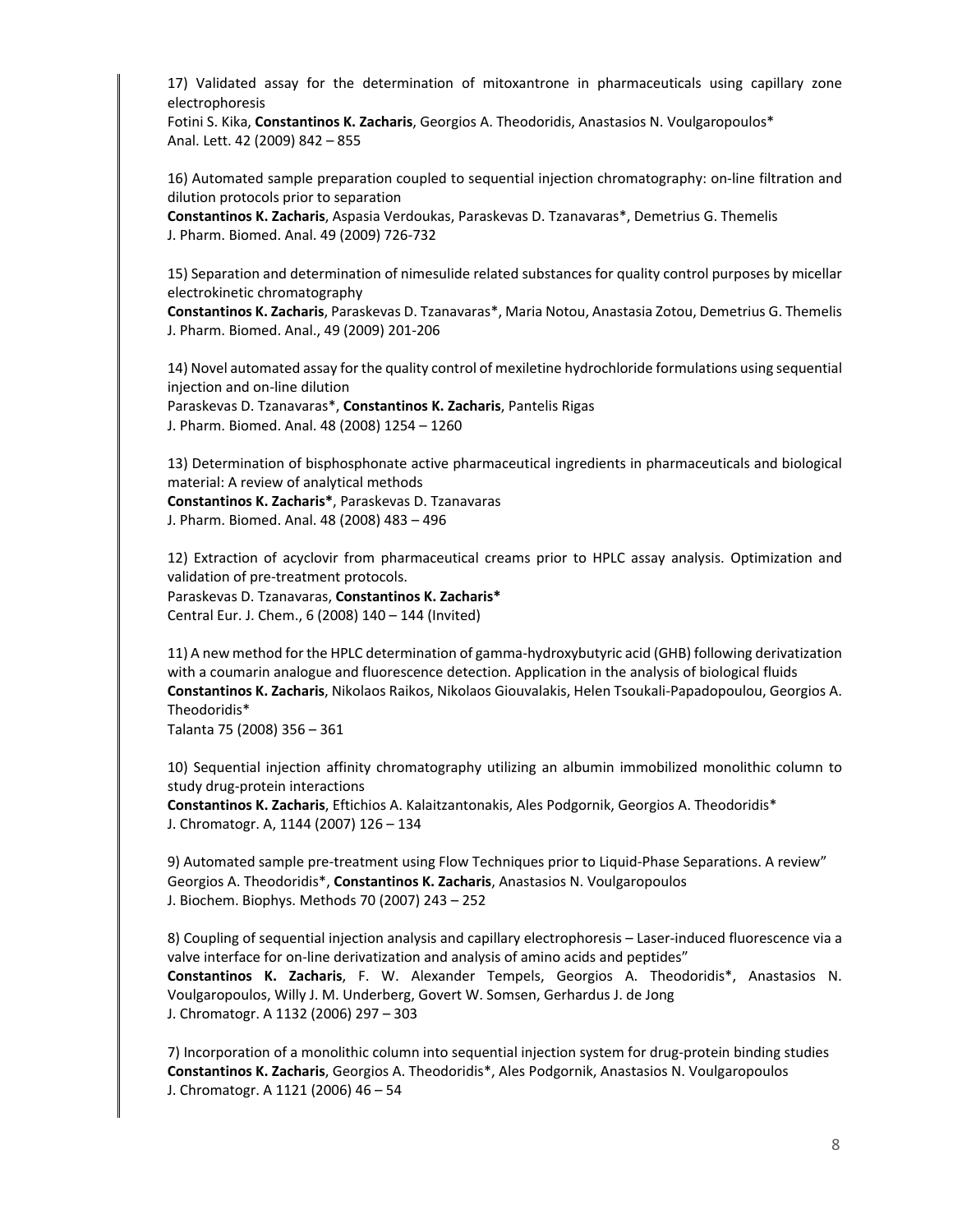17) Validated assay for the determination of mitoxantrone in pharmaceuticals using capillary zone electrophoresis
Fotini S. Kika, **Constantinos K. Zacharis**, Georgios A. Theodoridis, Anastasios N. Voulgaropoulos*
Anal. Lett. 42 (2009) 842 – 855

16) Automated sample preparation coupled to sequential injection chromatography: on-line filtration and dilution protocols prior to separation
**Constantinos K. Zacharis**, Aspasia Verdoukas, Paraskevas D. Tzanavaras*, Demetrius G. Themelis
J. Pharm. Biomed. Anal. 49 (2009) 726-732

15) Separation and determination of nimesulide related substances for quality control purposes by micellar electrokinetic chromatography
**Constantinos K. Zacharis**, Paraskevas D. Tzanavaras*, Maria Notou, Anastasia Zotou, Demetrius G. Themelis
J. Pharm. Biomed. Anal., 49 (2009) 201-206

14) Novel automated assay for the quality control of mexiletine hydrochloride formulations using sequential injection and on-line dilution
Paraskevas D. Tzanavaras*, **Constantinos K. Zacharis**, Pantelis Rigas
J. Pharm. Biomed. Anal. 48 (2008) 1254 – 1260

13) Determination of bisphosphonate active pharmaceutical ingredients in pharmaceuticals and biological material: A review of analytical methods
**Constantinos K. Zacharis***, Paraskevas D. Tzanavaras
J. Pharm. Biomed. Anal. 48 (2008) 483 – 496

12) Extraction of acyclovir from pharmaceutical creams prior to HPLC assay analysis. Optimization and validation of pre-treatment protocols.
Paraskevas D. Tzanavaras, **Constantinos K. Zacharis***
Central Eur. J. Chem., 6 (2008) 140 – 144 (Invited)

11) A new method for the HPLC determination of gamma-hydroxybutyric acid (GHB) following derivatization with a coumarin analogue and fluorescence detection. Application in the analysis of biological fluids
**Constantinos K. Zacharis**, Nikolaos Raikos, Nikolaos Giouvalakis, Helen Tsoukali-Papadopoulou, Georgios A. Theodoridis*
Talanta 75 (2008) 356 – 361

10) Sequential injection affinity chromatography utilizing an albumin immobilized monolithic column to study drug-protein interactions
**Constantinos K. Zacharis**, Eftichios A. Kalaitzantonakis, Ales Podgornik, Georgios A. Theodoridis*
J. Chromatogr. A, 1144 (2007) 126 – 134

9) Automated sample pre-treatment using Flow Techniques prior to Liquid-Phase Separations. A review"
Georgios A. Theodoridis*, **Constantinos K. Zacharis**, Anastasios N. Voulgaropoulos
J. Biochem. Biophys. Methods 70 (2007) 243 – 252

8) Coupling of sequential injection analysis and capillary electrophoresis – Laser-induced fluorescence via a valve interface for on-line derivatization and analysis of amino acids and peptides"
**Constantinos K. Zacharis**, F. W. Alexander Tempels, Georgios A. Theodoridis*, Anastasios N. Voulgaropoulos, Willy J. M. Underberg, Govert W. Somsen, Gerhardus J. de Jong
J. Chromatogr. A 1132 (2006) 297 – 303

7) Incorporation of a monolithic column into sequential injection system for drug-protein binding studies
**Constantinos K. Zacharis**, Georgios A. Theodoridis*, Ales Podgornik, Anastasios N. Voulgaropoulos
J. Chromatogr. A 1121 (2006) 46 – 54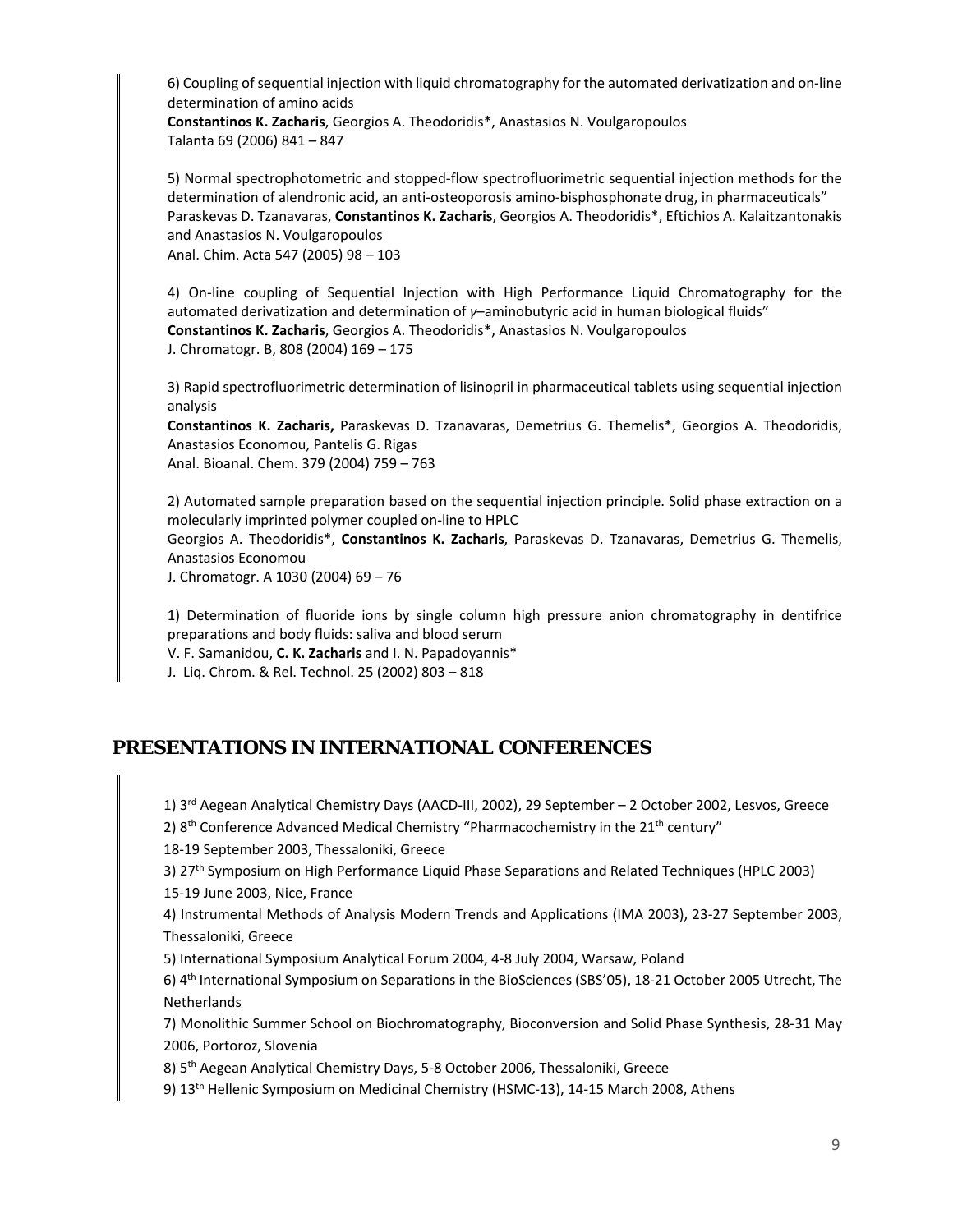6) Coupling of sequential injection with liquid chromatography for the automated derivatization and on-line determination of amino acids
**Constantinos K. Zacharis**, Georgios A. Theodoridis*, Anastasios N. Voulgaropoulos
Talanta 69 (2006) 841 – 847

5) Normal spectrophotometric and stopped-flow spectrofluorimetric sequential injection methods for the determination of alendronic acid, an anti-osteoporosis amino-bisphosphonate drug, in pharmaceuticals"
Paraskevas D. Tzanavaras, **Constantinos K. Zacharis**, Georgios A. Theodoridis*, Eftichios A. Kalaitzantonakis and Anastasios N. Voulgaropoulos
Anal. Chim. Acta 547 (2005) 98 – 103

4) On-line coupling of Sequential Injection with High Performance Liquid Chromatography for the automated derivatization and determination of $\gamma$–aminobutyric acid in human biological fluids"
**Constantinos K. Zacharis**, Georgios A. Theodoridis*, Anastasios N. Voulgaropoulos
J. Chromatogr. B, 808 (2004) 169 – 175

3) Rapid spectrofluorimetric determination of lisinopril in pharmaceutical tablets using sequential injection analysis
**Constantinos K. Zacharis,** Paraskevas D. Tzanavaras, Demetrius G. Themelis*, Georgios A. Theodoridis, Anastasios Economou, Pantelis G. Rigas
Anal. Bioanal. Chem. 379 (2004) 759 – 763

2) Automated sample preparation based on the sequential injection principle. Solid phase extraction on a molecularly imprinted polymer coupled on-line to HPLC
Georgios A. Theodoridis*, **Constantinos K. Zacharis**, Paraskevas D. Tzanavaras, Demetrius G. Themelis, Anastasios Economou
J. Chromatogr. A 1030 (2004) 69 – 76

1) Determination of fluoride ions by single column high pressure anion chromatography in dentifrice preparations and body fluids: saliva and blood serum
V. F. Samanidou, **C. K. Zacharis** and I. N. Papadoyannis*
J. Liq. Chrom. & Rel. Technol. 25 (2002) 803 – 818

## PRESENTATIONS IN INTERNATIONAL CONFERENCES

1) 3rd Aegean Analytical Chemistry Days (AACD-III, 2002), 29 September – 2 October 2002, Lesvos, Greece
2) 8th Conference Advanced Medical Chemistry "Pharmacochemistry in the 21th century"
18-19 September 2003, Thessaloniki, Greece
3) 27th Symposium on High Performance Liquid Phase Separations and Related Techniques (HPLC 2003)
15-19 June 2003, Nice, France
4) Instrumental Methods of Analysis Modern Trends and Applications (IMA 2003), 23-27 September 2003, Thessaloniki, Greece
5) International Symposium Analytical Forum 2004, 4-8 July 2004, Warsaw, Poland
6) 4th International Symposium on Separations in the BioSciences (SBS'05), 18-21 October 2005 Utrecht, The Netherlands
7) Monolithic Summer School on Biochromatography, Bioconversion and Solid Phase Synthesis, 28-31 May 2006, Portoroz, Slovenia
8) 5th Aegean Analytical Chemistry Days, 5-8 October 2006, Thessaloniki, Greece
9) 13th Hellenic Symposium on Medicinal Chemistry (HSMC-13), 14-15 March 2008, Athens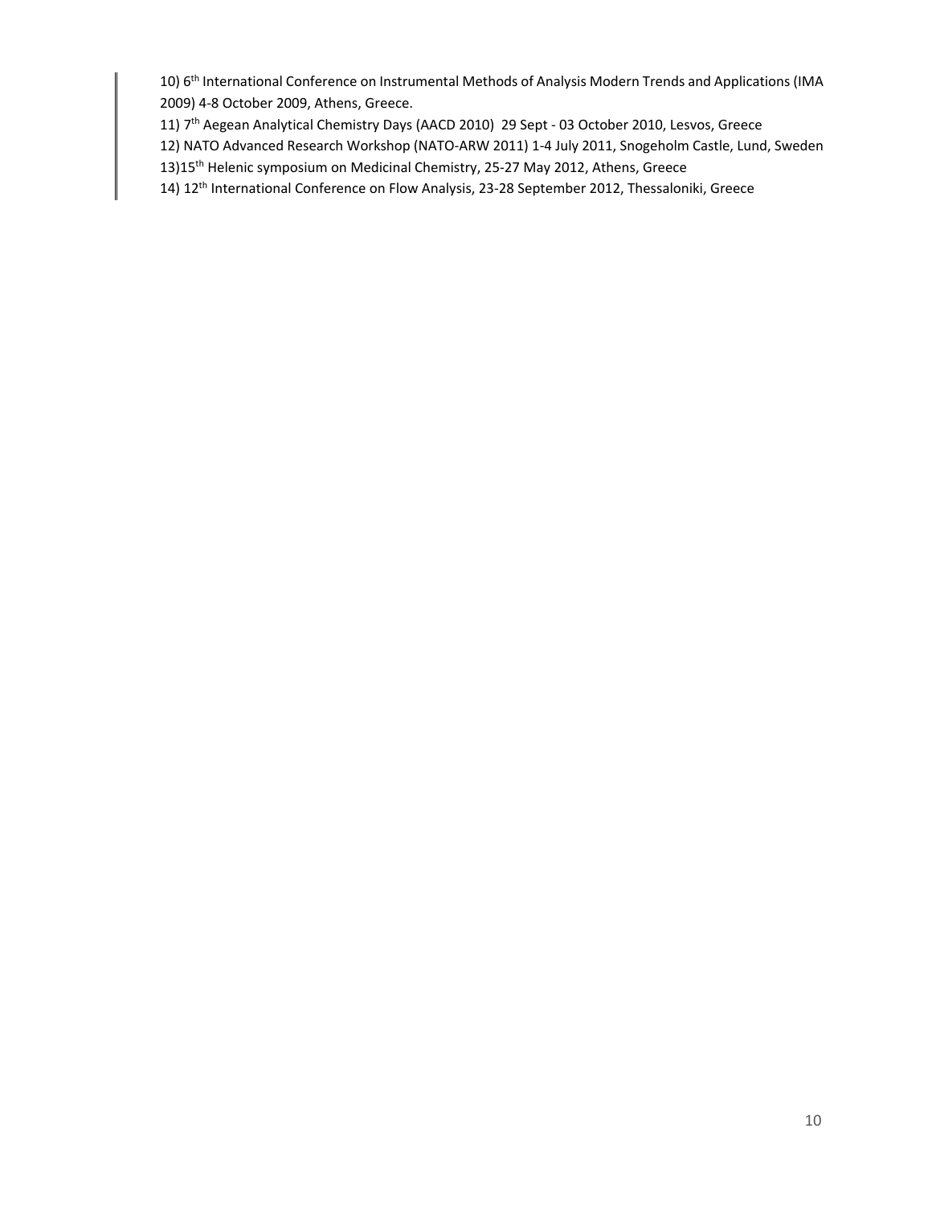10) 6th International Conference on Instrumental Methods of Analysis Modern Trends and Applications (IMA 2009) 4-8 October 2009, Athens, Greece.

11) 7th Aegean Analytical Chemistry Days (AACD 2010) 29 Sept - 03 October 2010, Lesvos, Greece

12) NATO Advanced Research Workshop (NATO-ARW 2011) 1-4 July 2011, Snogeholm Castle, Lund, Sweden

13)15th Helenic symposium on Medicinal Chemistry, 25-27 May 2012, Athens, Greece

14) 12th International Conference on Flow Analysis, 23-28 September 2012, Thessaloniki, Greece